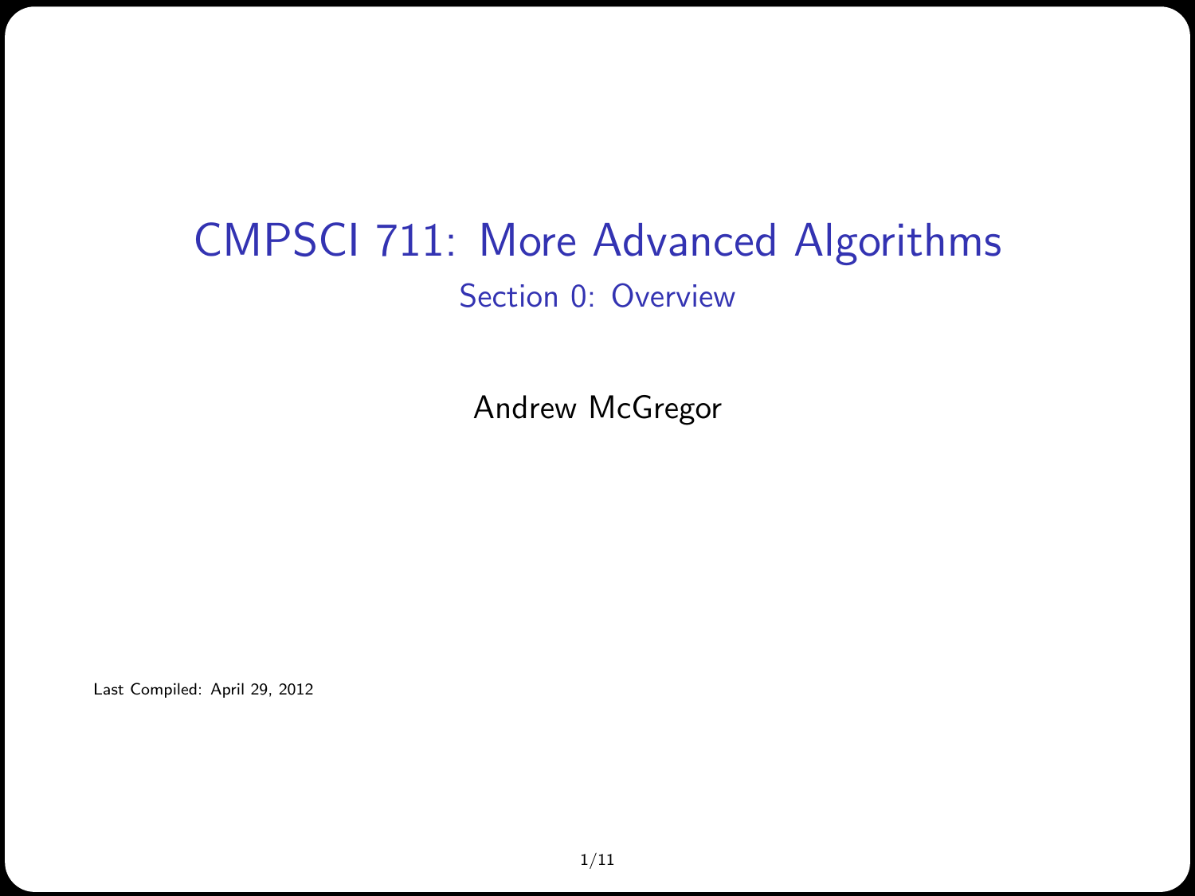# CMPSCI 711: More Advanced Algorithms

## Section 0: Overview

Andrew McGregor

Last Compiled: April 29, 2012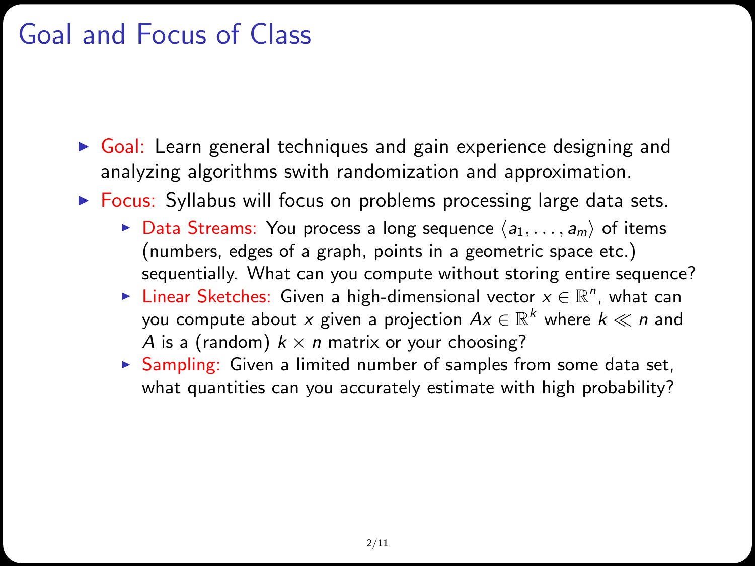# Goal and Focus of Class

- Goal: Learn general techniques and gain experience designing and analyzing algorithms swith randomization and approximation.
- Focus: Syllabus will focus on problems processing large data sets.
  - Data Streams: You process a long sequence $\langle a_1, \ldots, a_m \rangle$ of items (numbers, edges of a graph, points in a geometric space etc.) sequentially. What can you compute without storing entire sequence?
  - Linear Sketches: Given a high-dimensional vector $x \in \mathbb{R}^n$, what can you compute about $x$ given a projection $Ax \in \mathbb{R}^k$ where $k \ll n$ and $A$ is a (random) $k \times n$ matrix or your choosing?
  - Sampling: Given a limited number of samples from some data set, what quantities can you accurately estimate with high probability?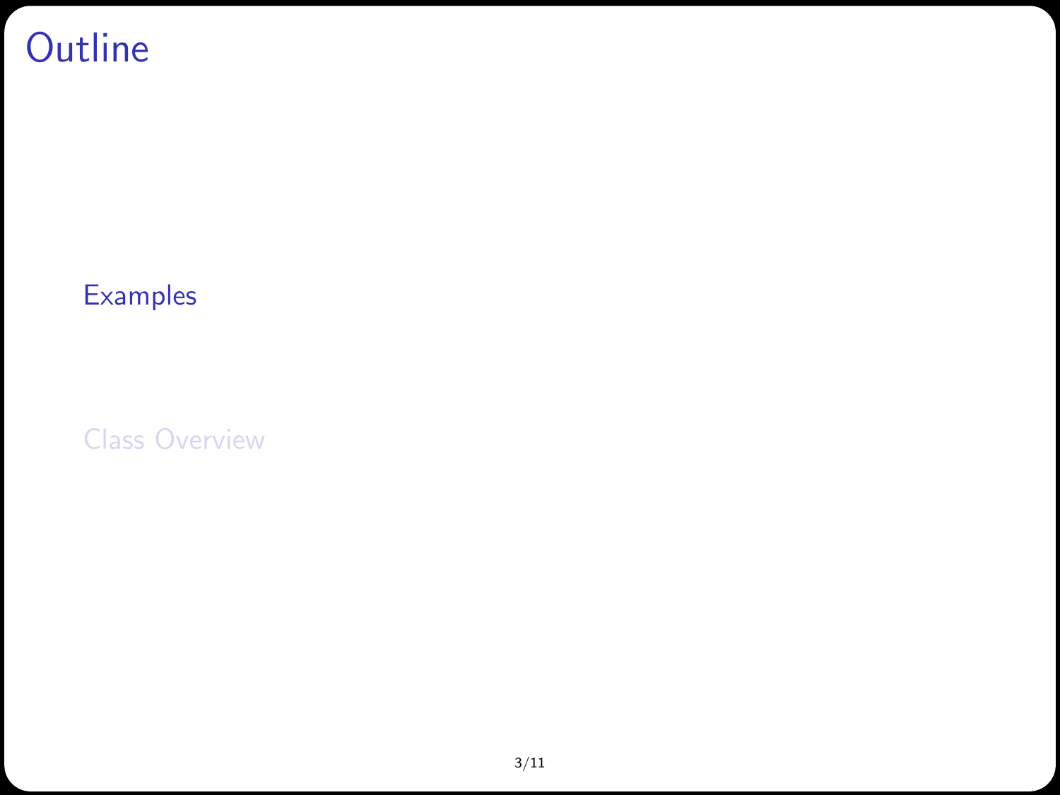# Outline

- Examples
- Class Overview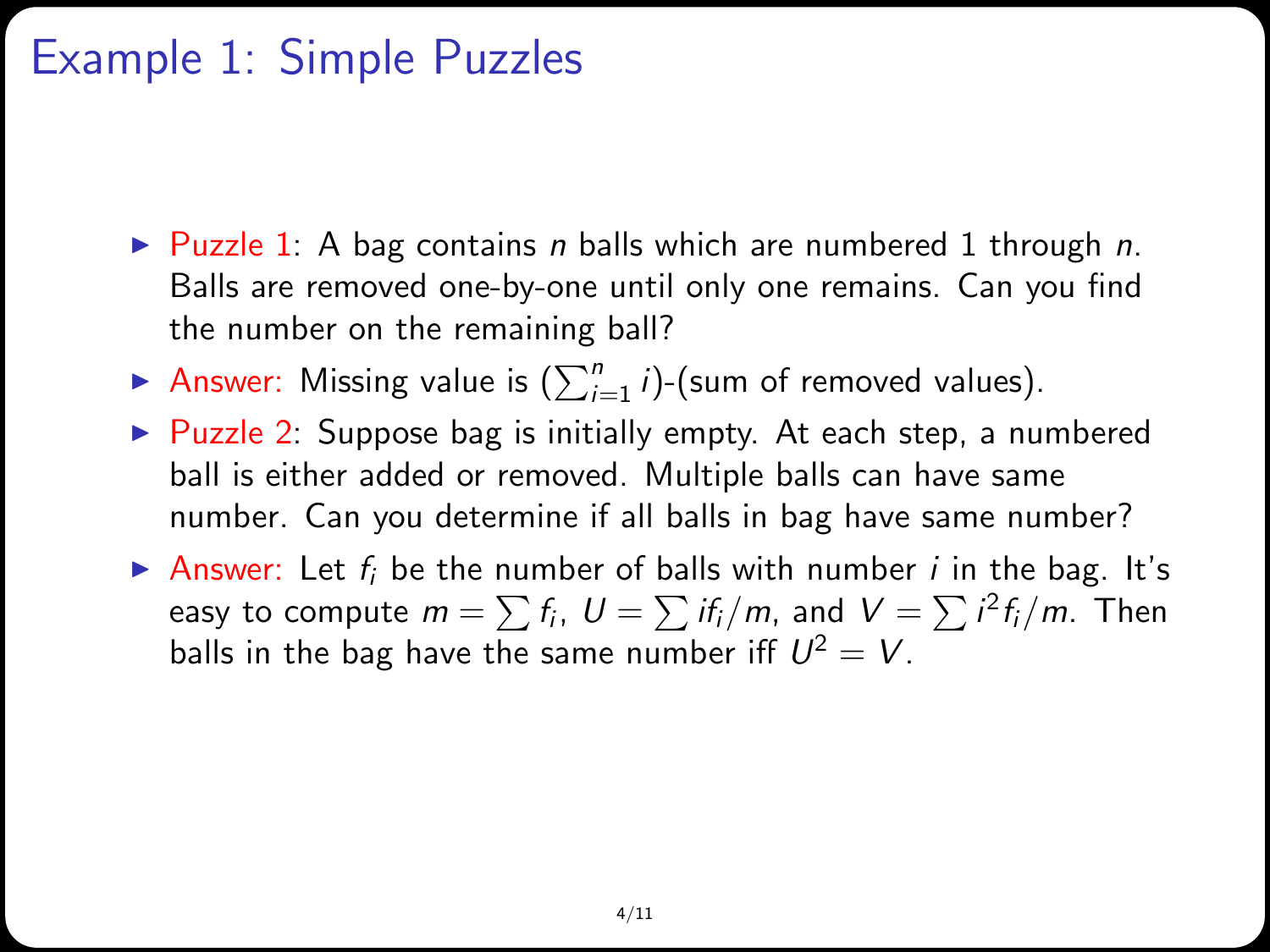# Example 1: Simple Puzzles

- Puzzle 1: A bag contains $n$ balls which are numbered 1 through $n$. Balls are removed one-by-one until only one remains. Can you find the number on the remaining ball?
- Answer: Missing value is $(\sum_{i=1}^{n} i)$-(sum of removed values).
- Puzzle 2: Suppose bag is initially empty. At each step, a numbered ball is either added or removed. Multiple balls can have same number. Can you determine if all balls in bag have same number?
- Answer: Let $f_i$ be the number of balls with number $i$ in the bag. It's easy to compute $m = \sum f_i$, $U = \sum i f_i / m$, and $V = \sum i^2 f_i / m$. Then balls in the bag have the same number iff $U^2 = V$.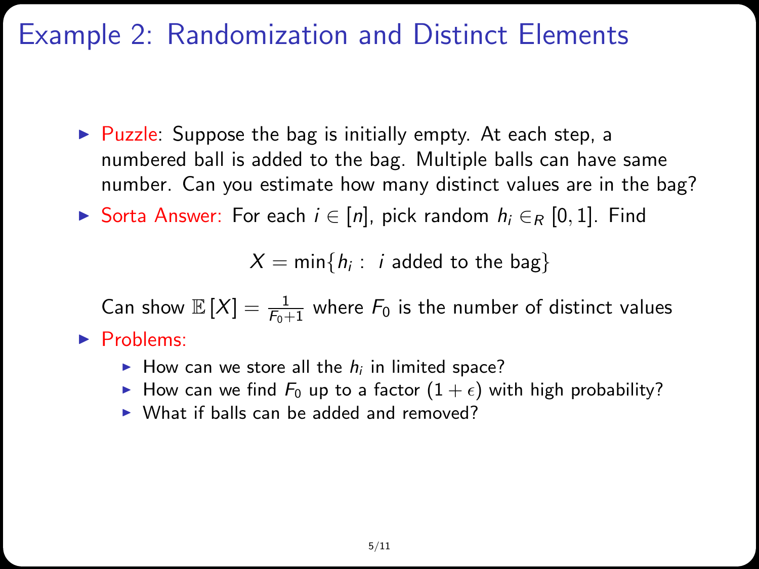# Example 2: Randomization and Distinct Elements

- Puzzle: Suppose the bag is initially empty. At each step, a numbered ball is added to the bag. Multiple balls can have same number. Can you estimate how many distinct values are in the bag?
- Sorta Answer: For each $i \in [n]$, pick random $h_i \in_R [0, 1]$. Find

$$X = \min\{h_i : \ i \text{ added to the bag}\}$$

  Can show $\mathbb{E}[X] = \frac{1}{F_0+1}$ where $F_0$ is the number of distinct values

- Problems:
  - How can we store all the $h_i$ in limited space?
  - How can we find $F_0$ up to a factor $(1 + \epsilon)$ with high probability?
  - What if balls can be added and removed?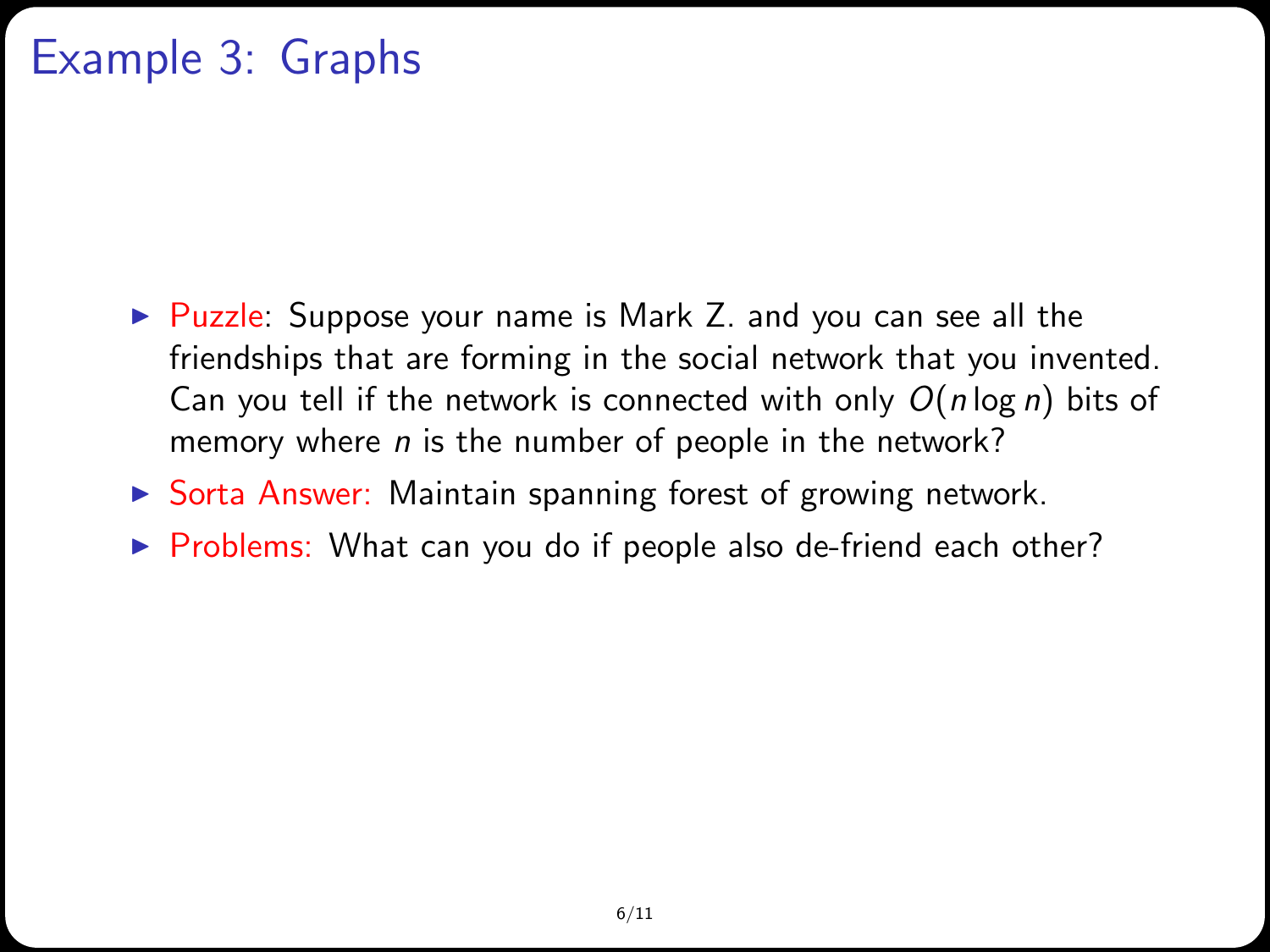# Example 3: Graphs

- Puzzle: Suppose your name is Mark Z. and you can see all the friendships that are forming in the social network that you invented. Can you tell if the network is connected with only $O(n \log n)$ bits of memory where $n$ is the number of people in the network?
- Sorta Answer: Maintain spanning forest of growing network.
- Problems: What can you do if people also de-friend each other?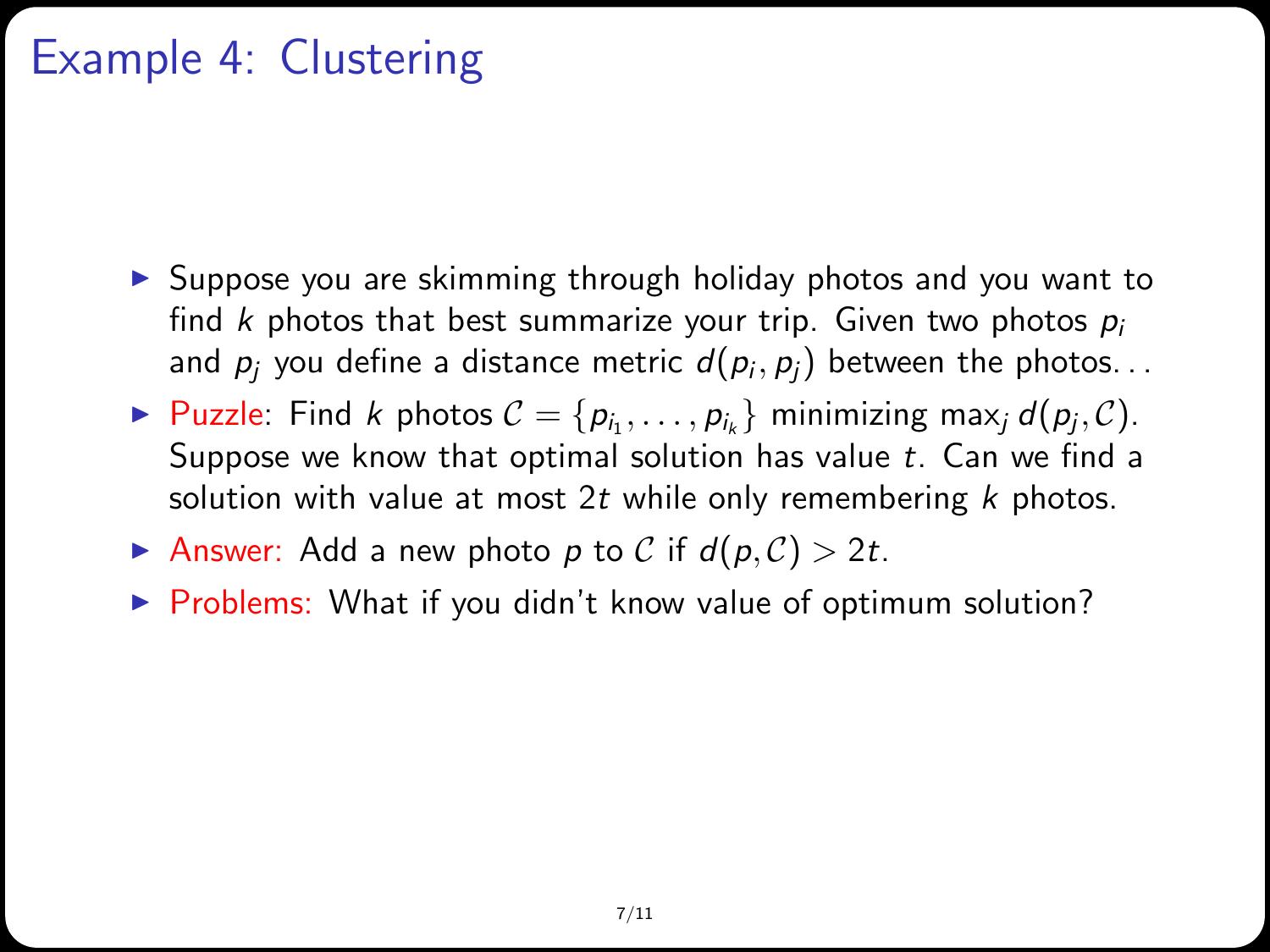# Example 4: Clustering

- Suppose you are skimming through holiday photos and you want to find $k$ photos that best summarize your trip. Given two photos $p_i$ and $p_j$ you define a distance metric $d(p_i, p_j)$ between the photos...
- Puzzle: Find $k$ photos $\mathcal{C} = \{p_{i_1}, \ldots, p_{i_k}\}$ minimizing $\max_j d(p_j, \mathcal{C})$. Suppose we know that optimal solution has value $t$. Can we find a solution with value at most $2t$ while only remembering $k$ photos.
- Answer: Add a new photo $p$ to $\mathcal{C}$ if $d(p, \mathcal{C}) > 2t$.
- Problems: What if you didn't know value of optimum solution?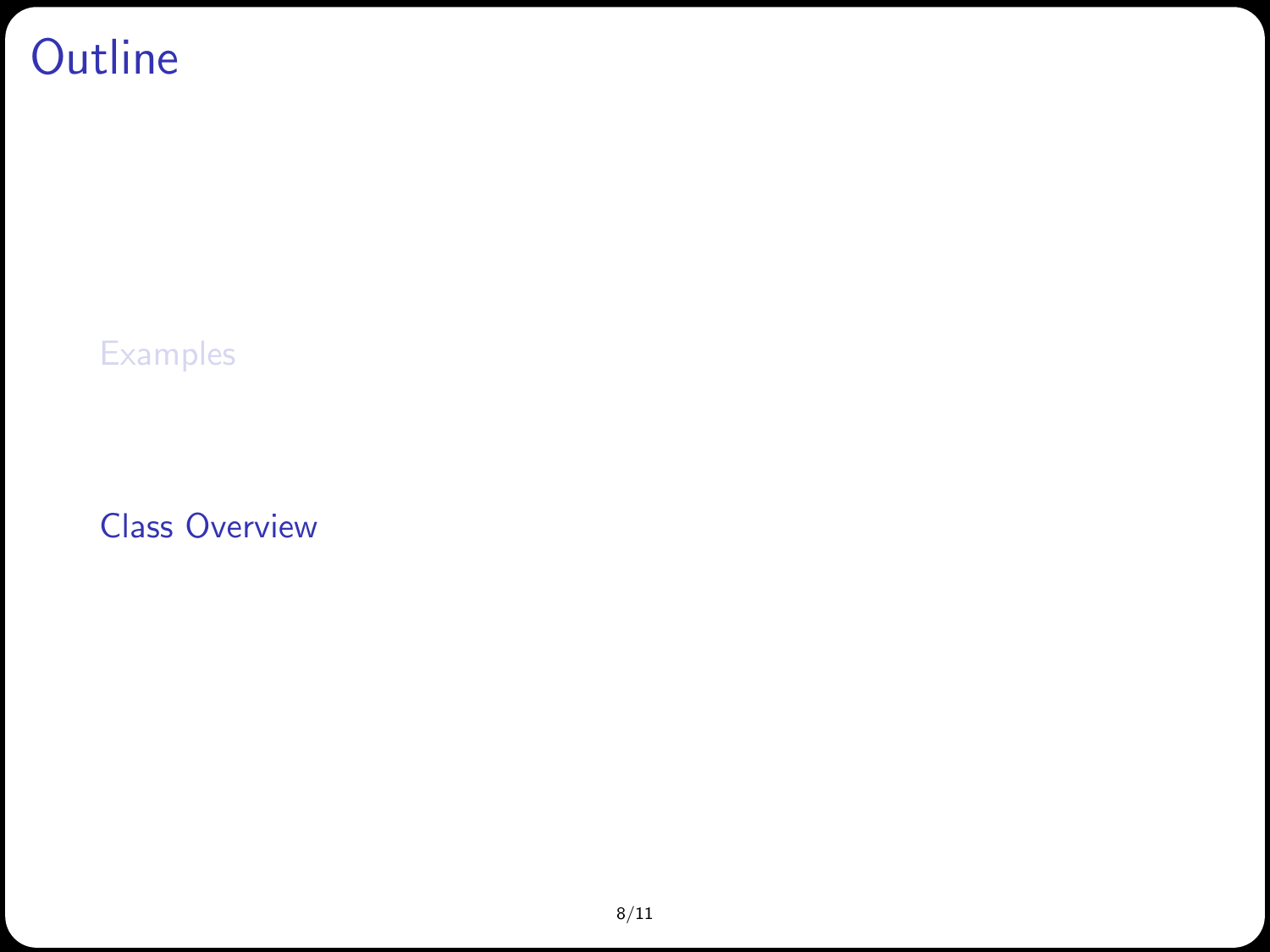# Outline

- Examples
- Class Overview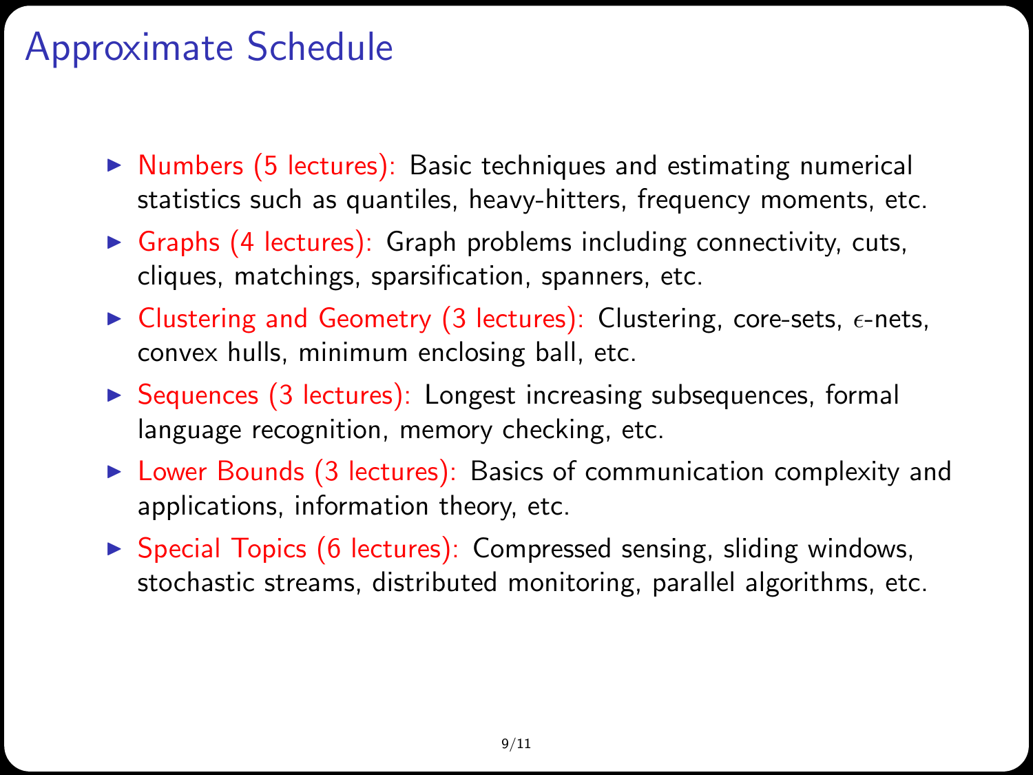# Approximate Schedule

- Numbers (5 lectures): Basic techniques and estimating numerical statistics such as quantiles, heavy-hitters, frequency moments, etc.
- Graphs (4 lectures): Graph problems including connectivity, cuts, cliques, matchings, sparsification, spanners, etc.
- Clustering and Geometry (3 lectures): Clustering, core-sets, $\epsilon$-nets, convex hulls, minimum enclosing ball, etc.
- Sequences (3 lectures): Longest increasing subsequences, formal language recognition, memory checking, etc.
- Lower Bounds (3 lectures): Basics of communication complexity and applications, information theory, etc.
- Special Topics (6 lectures): Compressed sensing, sliding windows, stochastic streams, distributed monitoring, parallel algorithms, etc.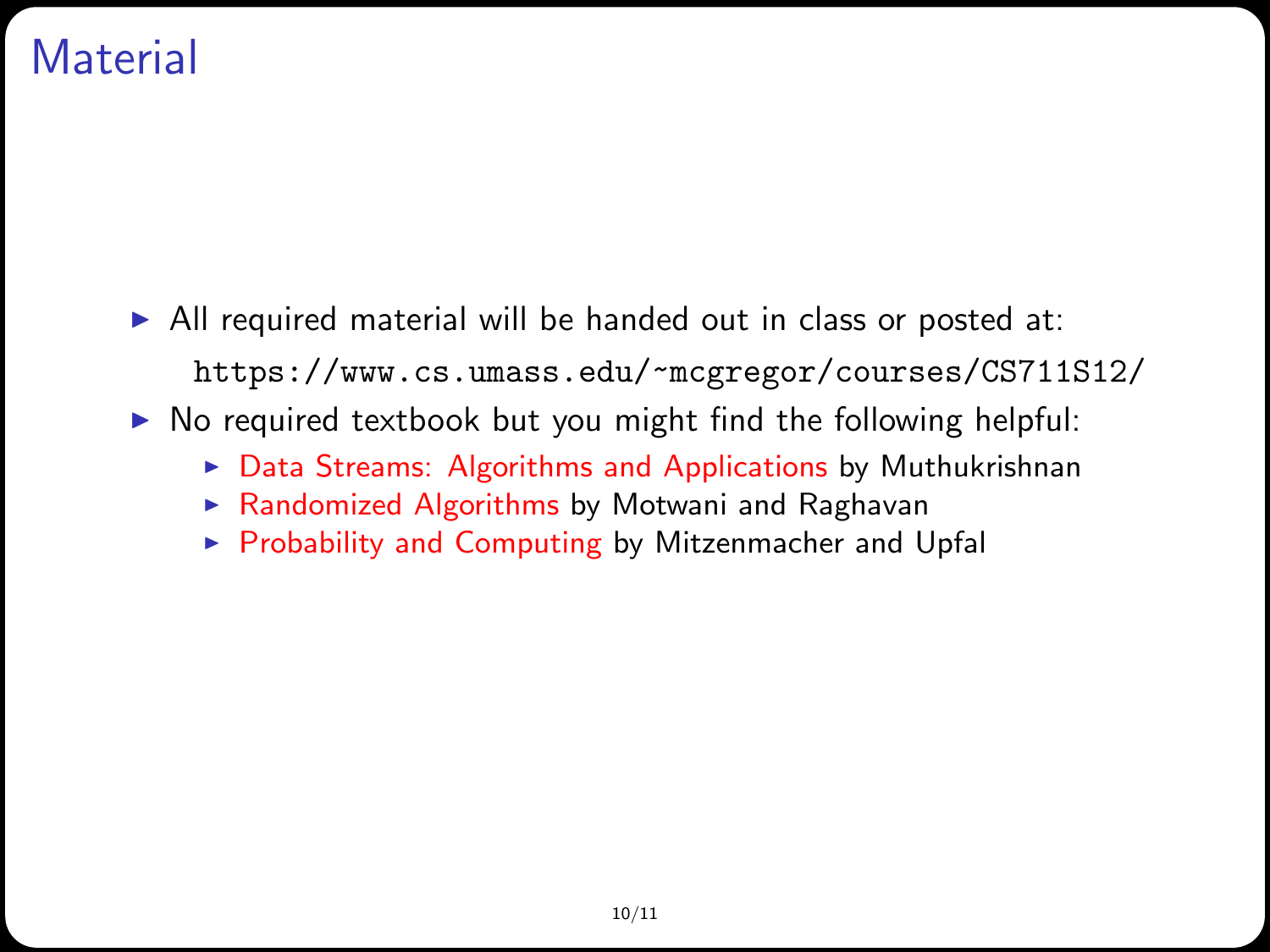# Material

- All required material will be handed out in class or posted at:

  `https://www.cs.umass.edu/~mcgregor/courses/CS711S12/`

- No required textbook but you might find the following helpful:
  - Data Streams: Algorithms and Applications by Muthukrishnan
  - Randomized Algorithms by Motwani and Raghavan
  - Probability and Computing by Mitzenmacher and Upfal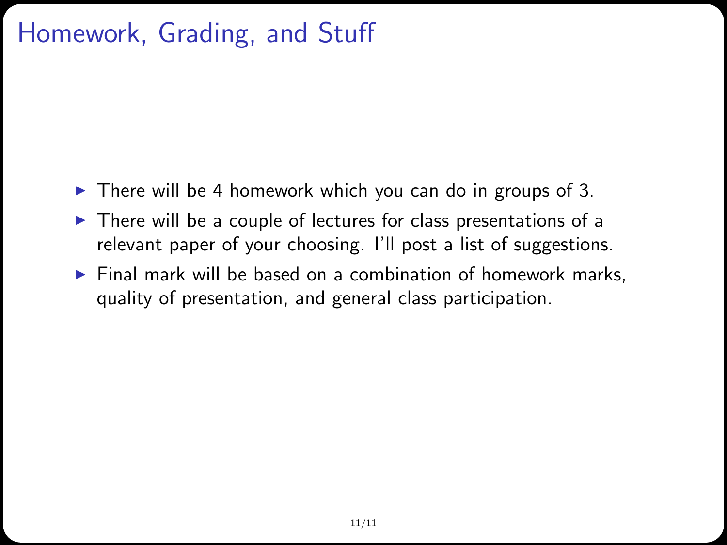# Homework, Grading, and Stuff

- There will be 4 homework which you can do in groups of 3.
- There will be a couple of lectures for class presentations of a relevant paper of your choosing. I'll post a list of suggestions.
- Final mark will be based on a combination of homework marks, quality of presentation, and general class participation.